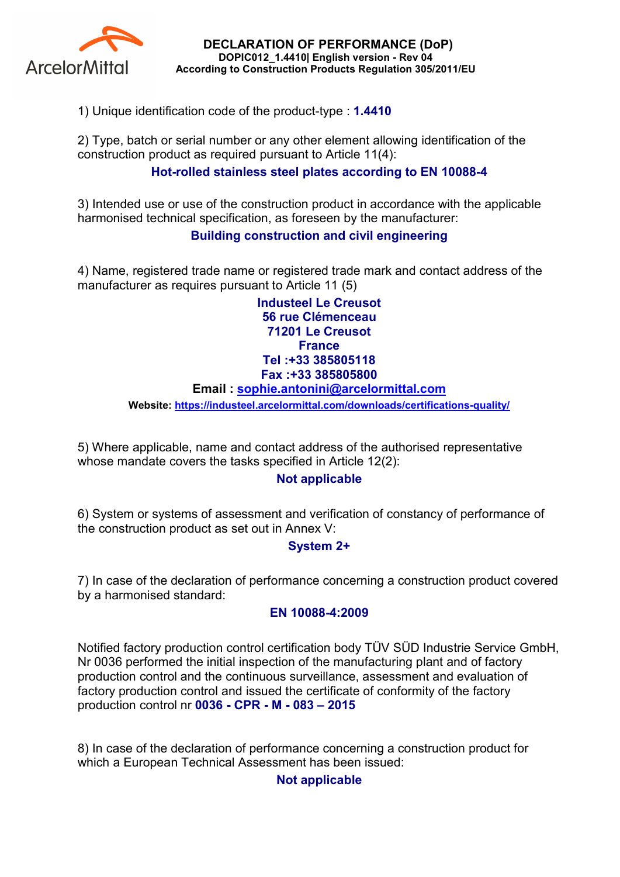ArcelorMittal

# DECLARATION OF PERFORMANCE (DoP)

**DOPIC012_1.4410| English version - Rev 04**

**According to Construction Products Regulation 305/2011/EU**

1) Unique identification code of the product-type : **1.4410**

2) Type, batch or serial number or any other element allowing identification of the construction product as required pursuant to Article 11(4):

**Hot-rolled stainless steel plates according to EN 10088-4**

3) Intended use or use of the construction product in accordance with the applicable harmonised technical specification, as foreseen by the manufacturer:

**Building construction and civil engineering**

4) Name, registered trade name or registered trade mark and contact address of the manufacturer as requires pursuant to Article 11 (5)

**Industeel Le Creusot**
**56 rue Clémenceau**
**71201 Le Creusot**
**France**
**Tel :+33 385805118**
**Fax :+33 385805800**
**Email : sophie.antonini@arcelormittal.com**
**Website: https://industeel.arcelormittal.com/downloads/certifications-quality/**

5) Where applicable, name and contact address of the authorised representative whose mandate covers the tasks specified in Article 12(2):

**Not applicable**

6) System or systems of assessment and verification of constancy of performance of the construction product as set out in Annex V:

**System 2+**

7) In case of the declaration of performance concerning a construction product covered by a harmonised standard:

**EN 10088-4:2009**

Notified factory production control certification body TÜV SÜD Industrie Service GmbH, Nr 0036 performed the initial inspection of the manufacturing plant and of factory production control and the continuous surveillance, assessment and evaluation of factory production control and issued the certificate of conformity of the factory production control nr **0036 - CPR - M - 083 – 2015**

8) In case of the declaration of performance concerning a construction product for which a European Technical Assessment has been issued:

**Not applicable**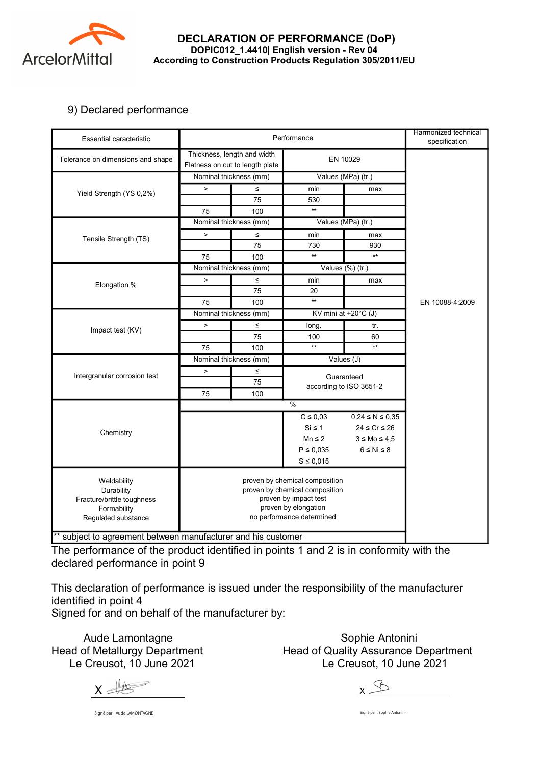# DECLARATION OF PERFORMANCE (DoP)

**DOPIC012_1.4410| English version - Rev 04**

**According to Construction Products Regulation 305/2011/EU**

## 9) Declared performance

| Essential caracteristic | Performance | | | | Harmonized technical specification |
|---|---|---|---|---|---|
| Tolerance on dimensions and shape | Thickness, length and width<br>Flatness on cut to length plate | | EN 10029 | | EN 10088-4:2009 |
| Yield Strength (YS 0,2%) | Nominal thickness (mm) | | Values (MPa) (tr.) | | |
| | > | ≤ | min | max | |
| | | 75 | 530 | | |
| | 75 | 100 | ** | | |
| Tensile Strength (TS) | Nominal thickness (mm) | | Values (MPa) (tr.) | | |
| | > | ≤ | min | max | |
| | | 75 | 730 | 930 | |
| | 75 | 100 | ** | ** | |
| Elongation % | Nominal thickness (mm) | | Values (%) (tr.) | | |
| | > | ≤ | min | max | |
| | | 75 | 20 | | |
| | 75 | 100 | ** | | |
| Impact test (KV) | Nominal thickness (mm) | | KV mini at +20°C (J) | | |
| | > | ≤ | long. | tr. | |
| | | 75 | 100 | 60 | |
| | 75 | 100 | ** | ** | |
| Intergranular corrosion test | Nominal thickness (mm) | | Values (J) | | |
| | > | ≤ | Guaranteed according to ISO 3651-2 | | |
| | | 75 | | | |
| | 75 | 100 | | | |
| Chemistry | % | | | | |
| | | | C ≤ 0,03<br>Si ≤ 1<br>Mn ≤ 2<br>P ≤ 0,035<br>S ≤ 0,015 | 0,24 ≤ N ≤ 0,35<br>24 ≤ Cr ≤ 26<br>3 ≤ Mo ≤ 4,5<br>6 ≤ Ni ≤ 8 | |
| Weldability<br>Durability<br>Fracture/brittle toughness<br>Formability<br>Regulated substance | proven by chemical composition<br>proven by chemical composition<br>proven by impact test<br>proven by elongation<br>no performance determined | | | | |
| ** subject to agreement between manufacturer and his customer | | | | | |

The performance of the product identified in points 1 and 2 is in conformity with the declared performance in point 9

This declaration of performance is issued under the responsibility of the manufacturer identified in point 4

Signed for and on behalf of the manufacturer by:

Aude Lamontagne
Head of Metallurgy Department
Le Creusot, 10 June 2021

X

Signé par : Aude LAMONTAGNE

Sophie Antonini
Head of Quality Assurance Department
Le Creusot, 10 June 2021

X

Signé par : Sophie Antonini